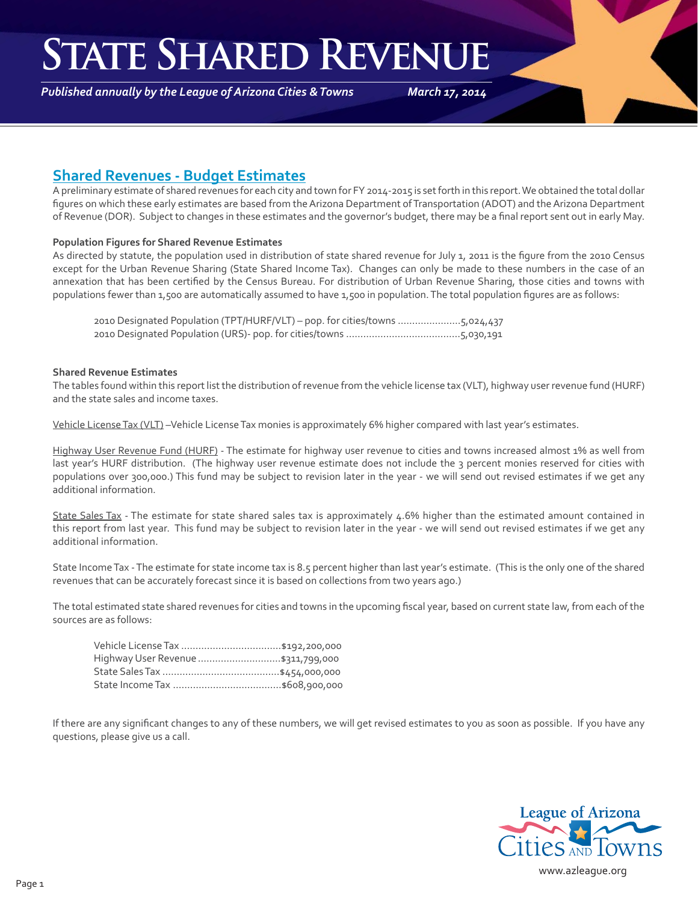# State Shared Revenue

*Published annually by the League of Arizona Cities & Towns* *March 17, 2014*

## Shared Revenues - Budget Estimates

A preliminary estimate of shared revenues for each city and town for FY 2014-2015 is set forth in this report. We obtained the total dollar figures on which these early estimates are based from the Arizona Department of Transportation (ADOT) and the Arizona Department of Revenue (DOR). Subject to changes in these estimates and the governor's budget, there may be a final report sent out in early May.

**Population Figures for Shared Revenue Estimates**

As directed by statute, the population used in distribution of state shared revenue for July 1, 2011 is the figure from the 2010 Census except for the Urban Revenue Sharing (State Shared Income Tax). Changes can only be made to these numbers in the case of an annexation that has been certified by the Census Bureau. For distribution of Urban Revenue Sharing, those cities and towns with populations fewer than 1,500 are automatically assumed to have 1,500 in population. The total population figures are as follows:

2010 Designated Population (TPT/HURF/VLT) – pop. for cities/towns ......................5,024,437
2010 Designated Population (URS)- pop. for cities/towns ........................................5,030,191

**Shared Revenue Estimates**

The tables found within this report list the distribution of revenue from the vehicle license tax (VLT), highway user revenue fund (HURF) and the state sales and income taxes.

Vehicle License Tax (VLT) –Vehicle License Tax monies is approximately 6% higher compared with last year's estimates.

Highway User Revenue Fund (HURF) - The estimate for highway user revenue to cities and towns increased almost 1% as well from last year's HURF distribution. (The highway user revenue estimate does not include the 3 percent monies reserved for cities with populations over 300,000.) This fund may be subject to revision later in the year - we will send out revised estimates if we get any additional information.

State Sales Tax - The estimate for state shared sales tax is approximately 4.6% higher than the estimated amount contained in this report from last year. This fund may be subject to revision later in the year - we will send out revised estimates if we get any additional information.

State Income Tax - The estimate for state income tax is 8.5 percent higher than last year's estimate. (This is the only one of the shared revenues that can be accurately forecast since it is based on collections from two years ago.)

The total estimated state shared revenues for cities and towns in the upcoming fiscal year, based on current state law, from each of the sources are as follows:

Vehicle License Tax ...................................$192,200,000
Highway User Revenue .............................$311,799,000
State Sales Tax .........................................$454,000,000
State Income Tax ......................................$608,900,000

If there are any significant changes to any of these numbers, we will get revised estimates to you as soon as possible. If you have any questions, please give us a call.

League of Arizona Cities and Towns

www.azleague.org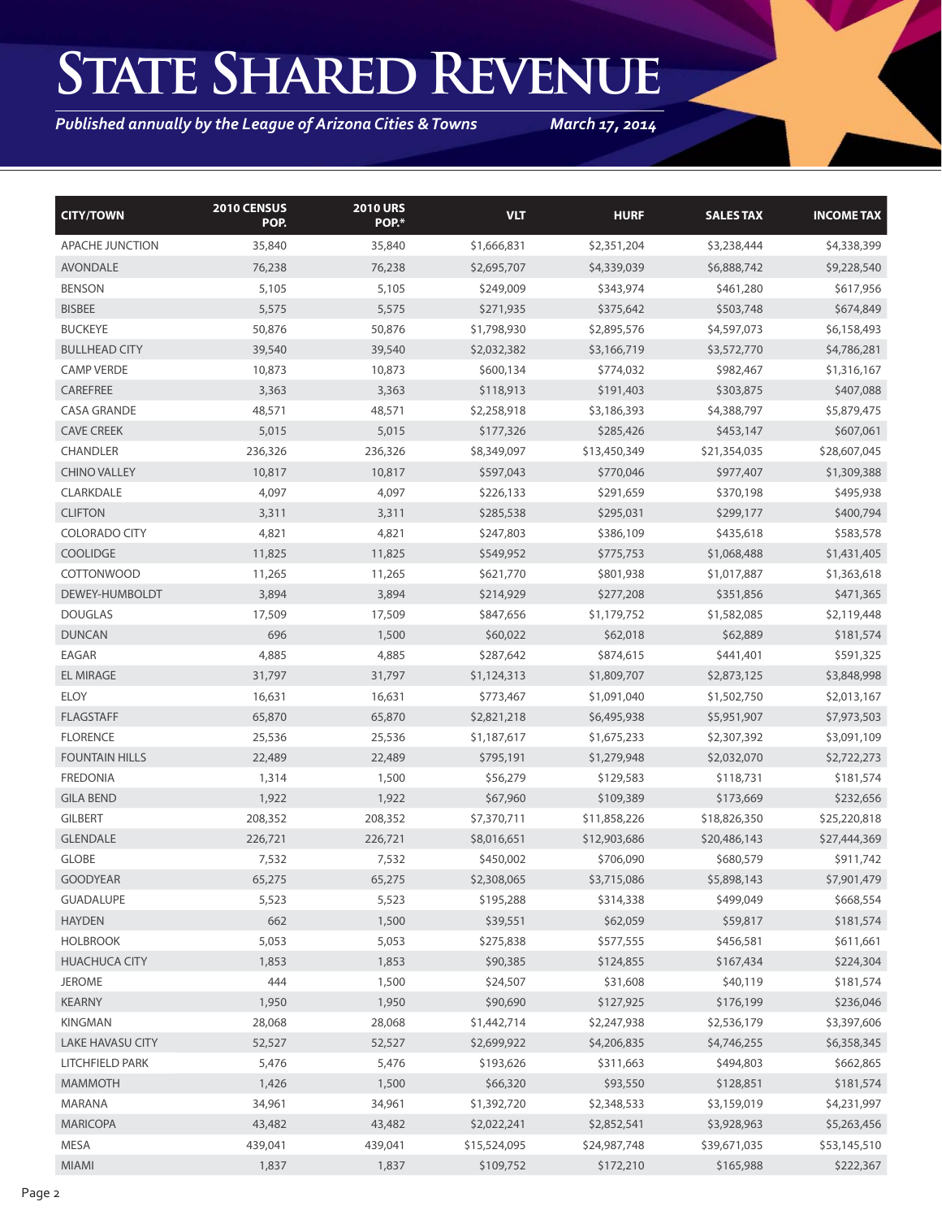# State Shared Revenue

*Published annually by the League of Arizona Cities & Towns* *March 17, 2014*

| CITY/TOWN | 2010 CENSUS POP. | 2010 URS POP.* | VLT | HURF | SALES TAX | INCOME TAX |
|---|---|---|---|---|---|---|
| APACHE JUNCTION | 35,840 | 35,840 | $1,666,831 | $2,351,204 | $3,238,444 | $4,338,399 |
| AVONDALE | 76,238 | 76,238 | $2,695,707 | $4,339,039 | $6,888,742 | $9,228,540 |
| BENSON | 5,105 | 5,105 | $249,009 | $343,974 | $461,280 | $617,956 |
| BISBEE | 5,575 | 5,575 | $271,935 | $375,642 | $503,748 | $674,849 |
| BUCKEYE | 50,876 | 50,876 | $1,798,930 | $2,895,576 | $4,597,073 | $6,158,493 |
| BULLHEAD CITY | 39,540 | 39,540 | $2,032,382 | $3,166,719 | $3,572,770 | $4,786,281 |
| CAMP VERDE | 10,873 | 10,873 | $600,134 | $774,032 | $982,467 | $1,316,167 |
| CAREFREE | 3,363 | 3,363 | $118,913 | $191,403 | $303,875 | $407,088 |
| CASA GRANDE | 48,571 | 48,571 | $2,258,918 | $3,186,393 | $4,388,797 | $5,879,475 |
| CAVE CREEK | 5,015 | 5,015 | $177,326 | $285,426 | $453,147 | $607,061 |
| CHANDLER | 236,326 | 236,326 | $8,349,097 | $13,450,349 | $21,354,035 | $28,607,045 |
| CHINO VALLEY | 10,817 | 10,817 | $597,043 | $770,046 | $977,407 | $1,309,388 |
| CLARKDALE | 4,097 | 4,097 | $226,133 | $291,659 | $370,198 | $495,938 |
| CLIFTON | 3,311 | 3,311 | $285,538 | $295,031 | $299,177 | $400,794 |
| COLORADO CITY | 4,821 | 4,821 | $247,803 | $386,109 | $435,618 | $583,578 |
| COOLIDGE | 11,825 | 11,825 | $549,952 | $775,753 | $1,068,488 | $1,431,405 |
| COTTONWOOD | 11,265 | 11,265 | $621,770 | $801,938 | $1,017,887 | $1,363,618 |
| DEWEY-HUMBOLDT | 3,894 | 3,894 | $214,929 | $277,208 | $351,856 | $471,365 |
| DOUGLAS | 17,509 | 17,509 | $847,656 | $1,179,752 | $1,582,085 | $2,119,448 |
| DUNCAN | 696 | 1,500 | $60,022 | $62,018 | $62,889 | $181,574 |
| EAGAR | 4,885 | 4,885 | $287,642 | $874,615 | $441,401 | $591,325 |
| EL MIRAGE | 31,797 | 31,797 | $1,124,313 | $1,809,707 | $2,873,125 | $3,848,998 |
| ELOY | 16,631 | 16,631 | $773,467 | $1,091,040 | $1,502,750 | $2,013,167 |
| FLAGSTAFF | 65,870 | 65,870 | $2,821,218 | $6,495,938 | $5,951,907 | $7,973,503 |
| FLORENCE | 25,536 | 25,536 | $1,187,617 | $1,675,233 | $2,307,392 | $3,091,109 |
| FOUNTAIN HILLS | 22,489 | 22,489 | $795,191 | $1,279,948 | $2,032,070 | $2,722,273 |
| FREDONIA | 1,314 | 1,500 | $56,279 | $129,583 | $118,731 | $181,574 |
| GILA BEND | 1,922 | 1,922 | $67,960 | $109,389 | $173,669 | $232,656 |
| GILBERT | 208,352 | 208,352 | $7,370,711 | $11,858,226 | $18,826,350 | $25,220,818 |
| GLENDALE | 226,721 | 226,721 | $8,016,651 | $12,903,686 | $20,486,143 | $27,444,369 |
| GLOBE | 7,532 | 7,532 | $450,002 | $706,090 | $680,579 | $911,742 |
| GOODYEAR | 65,275 | 65,275 | $2,308,065 | $3,715,086 | $5,898,143 | $7,901,479 |
| GUADALUPE | 5,523 | 5,523 | $195,288 | $314,338 | $499,049 | $668,554 |
| HAYDEN | 662 | 1,500 | $39,551 | $62,059 | $59,817 | $181,574 |
| HOLBROOK | 5,053 | 5,053 | $275,838 | $577,555 | $456,581 | $611,661 |
| HUACHUCA CITY | 1,853 | 1,853 | $90,385 | $124,855 | $167,434 | $224,304 |
| JEROME | 444 | 1,500 | $24,507 | $31,608 | $40,119 | $181,574 |
| KEARNY | 1,950 | 1,950 | $90,690 | $127,925 | $176,199 | $236,046 |
| KINGMAN | 28,068 | 28,068 | $1,442,714 | $2,247,938 | $2,536,179 | $3,397,606 |
| LAKE HAVASU CITY | 52,527 | 52,527 | $2,699,922 | $4,206,835 | $4,746,255 | $6,358,345 |
| LITCHFIELD PARK | 5,476 | 5,476 | $193,626 | $311,663 | $494,803 | $662,865 |
| MAMMOTH | 1,426 | 1,500 | $66,320 | $93,550 | $128,851 | $181,574 |
| MARANA | 34,961 | 34,961 | $1,392,720 | $2,348,533 | $3,159,019 | $4,231,997 |
| MARICOPA | 43,482 | 43,482 | $2,022,241 | $2,852,541 | $3,928,963 | $5,263,456 |
| MESA | 439,041 | 439,041 | $15,524,095 | $24,987,748 | $39,671,035 | $53,145,510 |
| MIAMI | 1,837 | 1,837 | $109,752 | $172,210 | $165,988 | $222,367 |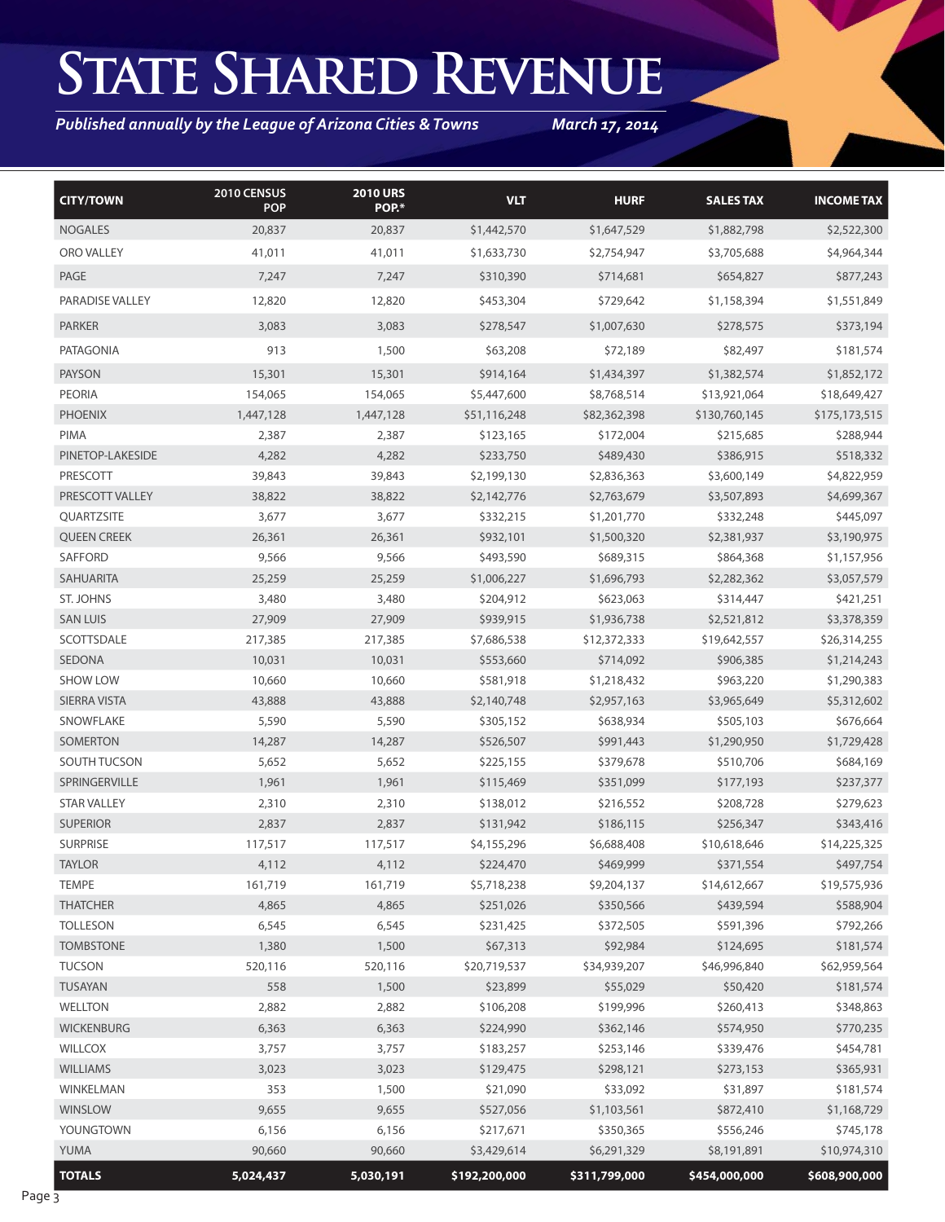# State Shared Revenue

*Published annually by the League of Arizona Cities & Towns* *March 17, 2014*

| CITY/TOWN | 2010 CENSUS POP | 2010 URS POP.* | VLT | HURF | SALES TAX | INCOME TAX |
|---|---|---|---|---|---|---|
| NOGALES | 20,837 | 20,837 | $1,442,570 | $1,647,529 | $1,882,798 | $2,522,300 |
| ORO VALLEY | 41,011 | 41,011 | $1,633,730 | $2,754,947 | $3,705,688 | $4,964,344 |
| PAGE | 7,247 | 7,247 | $310,390 | $714,681 | $654,827 | $877,243 |
| PARADISE VALLEY | 12,820 | 12,820 | $453,304 | $729,642 | $1,158,394 | $1,551,849 |
| PARKER | 3,083 | 3,083 | $278,547 | $1,007,630 | $278,575 | $373,194 |
| PATAGONIA | 913 | 1,500 | $63,208 | $72,189 | $82,497 | $181,574 |
| PAYSON | 15,301 | 15,301 | $914,164 | $1,434,397 | $1,382,574 | $1,852,172 |
| PEORIA | 154,065 | 154,065 | $5,447,600 | $8,768,514 | $13,921,064 | $18,649,427 |
| PHOENIX | 1,447,128 | 1,447,128 | $51,116,248 | $82,362,398 | $130,760,145 | $175,173,515 |
| PIMA | 2,387 | 2,387 | $123,165 | $172,004 | $215,685 | $288,944 |
| PINETOP-LAKESIDE | 4,282 | 4,282 | $233,750 | $489,430 | $386,915 | $518,332 |
| PRESCOTT | 39,843 | 39,843 | $2,199,130 | $2,836,363 | $3,600,149 | $4,822,959 |
| PRESCOTT VALLEY | 38,822 | 38,822 | $2,142,776 | $2,763,679 | $3,507,893 | $4,699,367 |
| QUARTZSITE | 3,677 | 3,677 | $332,215 | $1,201,770 | $332,248 | $445,097 |
| QUEEN CREEK | 26,361 | 26,361 | $932,101 | $1,500,320 | $2,381,937 | $3,190,975 |
| SAFFORD | 9,566 | 9,566 | $493,590 | $689,315 | $864,368 | $1,157,956 |
| SAHUARITA | 25,259 | 25,259 | $1,006,227 | $1,696,793 | $2,282,362 | $3,057,579 |
| ST. JOHNS | 3,480 | 3,480 | $204,912 | $623,063 | $314,447 | $421,251 |
| SAN LUIS | 27,909 | 27,909 | $939,915 | $1,936,738 | $2,521,812 | $3,378,359 |
| SCOTTSDALE | 217,385 | 217,385 | $7,686,538 | $12,372,333 | $19,642,557 | $26,314,255 |
| SEDONA | 10,031 | 10,031 | $553,660 | $714,092 | $906,385 | $1,214,243 |
| SHOW LOW | 10,660 | 10,660 | $581,918 | $1,218,432 | $963,220 | $1,290,383 |
| SIERRA VISTA | 43,888 | 43,888 | $2,140,748 | $2,957,163 | $3,965,649 | $5,312,602 |
| SNOWFLAKE | 5,590 | 5,590 | $305,152 | $638,934 | $505,103 | $676,664 |
| SOMERTON | 14,287 | 14,287 | $526,507 | $991,443 | $1,290,950 | $1,729,428 |
| SOUTH TUCSON | 5,652 | 5,652 | $225,155 | $379,678 | $510,706 | $684,169 |
| SPRINGERVILLE | 1,961 | 1,961 | $115,469 | $351,099 | $177,193 | $237,377 |
| STAR VALLEY | 2,310 | 2,310 | $138,012 | $216,552 | $208,728 | $279,623 |
| SUPERIOR | 2,837 | 2,837 | $131,942 | $186,115 | $256,347 | $343,416 |
| SURPRISE | 117,517 | 117,517 | $4,155,296 | $6,688,408 | $10,618,646 | $14,225,325 |
| TAYLOR | 4,112 | 4,112 | $224,470 | $469,999 | $371,554 | $497,754 |
| TEMPE | 161,719 | 161,719 | $5,718,238 | $9,204,137 | $14,612,667 | $19,575,936 |
| THATCHER | 4,865 | 4,865 | $251,026 | $350,566 | $439,594 | $588,904 |
| TOLLESON | 6,545 | 6,545 | $231,425 | $372,505 | $591,396 | $792,266 |
| TOMBSTONE | 1,380 | 1,500 | $67,313 | $92,984 | $124,695 | $181,574 |
| TUCSON | 520,116 | 520,116 | $20,719,537 | $34,939,207 | $46,996,840 | $62,959,564 |
| TUSAYAN | 558 | 1,500 | $23,899 | $55,029 | $50,420 | $181,574 |
| WELLTON | 2,882 | 2,882 | $106,208 | $199,996 | $260,413 | $348,863 |
| WICKENBURG | 6,363 | 6,363 | $224,990 | $362,146 | $574,950 | $770,235 |
| WILLCOX | 3,757 | 3,757 | $183,257 | $253,146 | $339,476 | $454,781 |
| WILLIAMS | 3,023 | 3,023 | $129,475 | $298,121 | $273,153 | $365,931 |
| WINKELMAN | 353 | 1,500 | $21,090 | $33,092 | $31,897 | $181,574 |
| WINSLOW | 9,655 | 9,655 | $527,056 | $1,103,561 | $872,410 | $1,168,729 |
| YOUNGTOWN | 6,156 | 6,156 | $217,671 | $350,365 | $556,246 | $745,178 |
| YUMA | 90,660 | 90,660 | $3,429,614 | $6,291,329 | $8,191,891 | $10,974,310 |
| **TOTALS** | **5,024,437** | **5,030,191** | **$192,200,000** | **$311,799,000** | **$454,000,000** | **$608,900,000** |